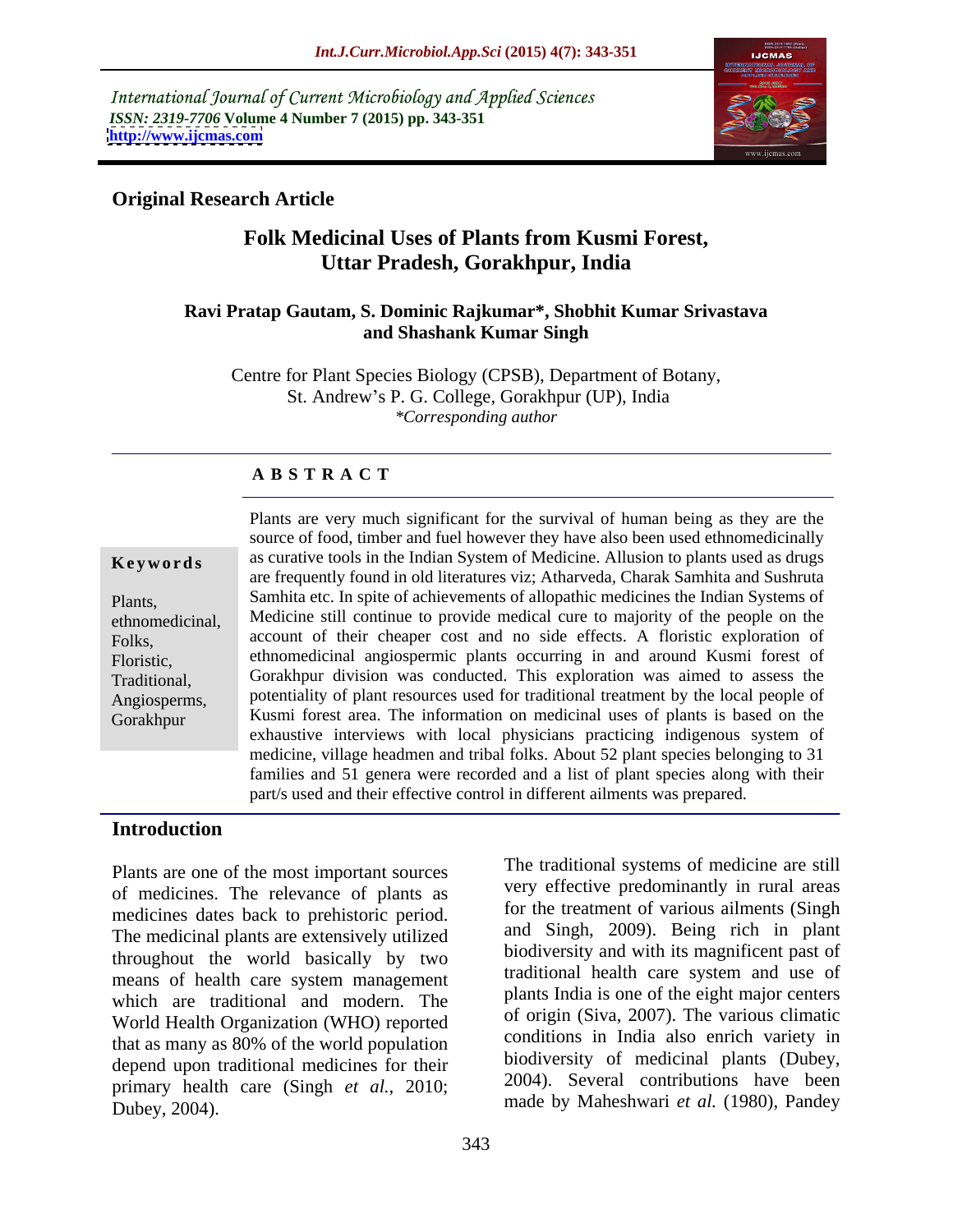International Journal of Current Microbiology and Applied Sciences
*ISSN: 2319-7706* **Volume 4 Number 7 (2015) pp. 343-351**
**http://www.ijcmas.com**

**Original Research Article**

# Folk Medicinal Uses of Plants from Kusmi Forest, Uttar Pradesh, Gorakhpur, India

**Ravi Pratap Gautam, S. Dominic Rajkumar\*, Shobhit Kumar Srivastava and Shashank Kumar Singh**

Centre for Plant Species Biology (CPSB), Department of Botany, St. Andrew's P. G. College, Gorakhpur (UP), India
*\*Corresponding author*

## A B S T R A C T

**Keywords**

Plants, ethnomedicinal, Folks, Floristic, Traditional, Angiosperms, Gorakhpur

Plants are very much significant for the survival of human being as they are the source of food, timber and fuel however they have also been used ethnomedicinally as curative tools in the Indian System of Medicine. Allusion to plants used as drugs are frequently found in old literatures viz; Atharveda, Charak Samhita and Sushruta Samhita etc. In spite of achievements of allopathic medicines the Indian Systems of Medicine still continue to provide medical cure to majority of the people on the account of their cheaper cost and no side effects. A floristic exploration of ethnomedicinal angiospermic plants occurring in and around Kusmi forest of Gorakhpur division was conducted. This exploration was aimed to assess the potentiality of plant resources used for traditional treatment by the local people of Kusmi forest area. The information on medicinal uses of plants is based on the exhaustive interviews with local physicians practicing indigenous system of medicine, village headmen and tribal folks. About 52 plant species belonging to 31 families and 51 genera were recorded and a list of plant species along with their part/s used and their effective control in different ailments was prepared.

## Introduction

Plants are one of the most important sources of medicines. The relevance of plants as medicines dates back to prehistoric period. The medicinal plants are extensively utilized throughout the world basically by two means of health care system management which are traditional and modern. The World Health Organization (WHO) reported that as many as 80% of the world population depend upon traditional medicines for their primary health care (Singh *et al.*, 2010; Dubey, 2004).

The traditional systems of medicine are still very effective predominantly in rural areas for the treatment of various ailments (Singh and Singh, 2009). Being rich in plant biodiversity and with its magnificent past of traditional health care system and use of plants India is one of the eight major centers of origin (Siva, 2007). The various climatic conditions in India also enrich variety in biodiversity of medicinal plants (Dubey, 2004). Several contributions have been made by Maheshwari *et al.* (1980), Pandey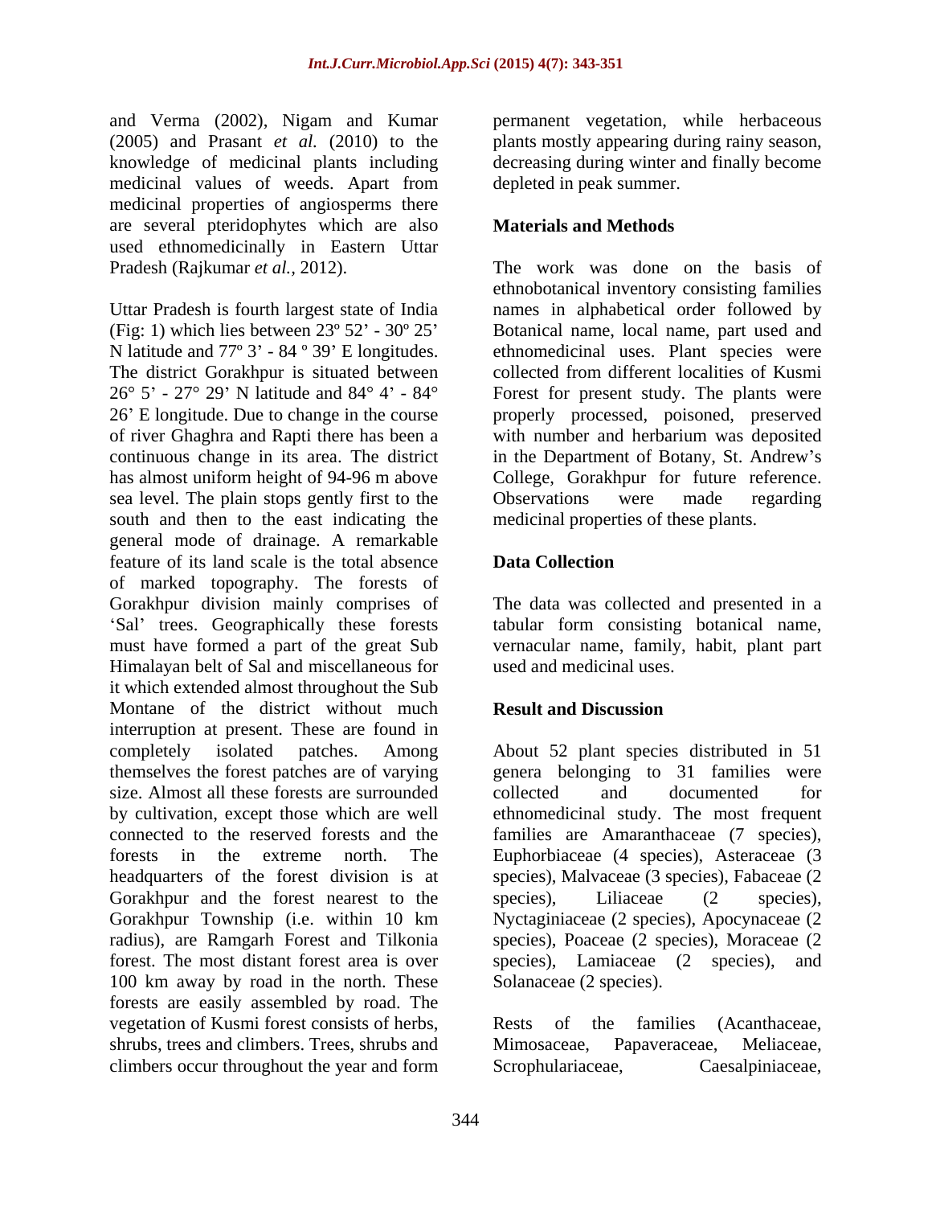and Verma (2002), Nigam and Kumar (2005) and Prasant *et al.* (2010) to the knowledge of medicinal plants including medicinal values of weeds. Apart from medicinal properties of angiosperms there are several pteridophytes which are also used ethnomedicinally in Eastern Uttar Pradesh (Rajkumar *et al.*, 2012).

Uttar Pradesh is fourth largest state of India (Fig: 1) which lies between 23º 52' - 30º 25' N latitude and 77º 3' - 84 º 39' E longitudes. The district Gorakhpur is situated between 26° 5' - 27° 29' N latitude and 84° 4' - 84° 26' E longitude. Due to change in the course of river Ghaghra and Rapti there has been a continuous change in its area. The district has almost uniform height of 94-96 m above sea level. The plain stops gently first to the south and then to the east indicating the general mode of drainage. A remarkable feature of its land scale is the total absence of marked topography. The forests of Gorakhpur division mainly comprises of 'Sal' trees. Geographically these forests must have formed a part of the great Sub Himalayan belt of Sal and miscellaneous for it which extended almost throughout the Sub Montane of the district without much interruption at present. These are found in completely isolated patches. Among themselves the forest patches are of varying size. Almost all these forests are surrounded by cultivation, except those which are well connected to the reserved forests and the forests in the extreme north. The headquarters of the forest division is at Gorakhpur and the forest nearest to the Gorakhpur Township (i.e. within 10 km radius), are Ramgarh Forest and Tilkonia forest. The most distant forest area is over 100 km away by road in the north. These forests are easily assembled by road. The vegetation of Kusmi forest consists of herbs, shrubs, trees and climbers. Trees, shrubs and climbers occur throughout the year and form permanent vegetation, while herbaceous plants mostly appearing during rainy season, decreasing during winter and finally become depleted in peak summer.

## Materials and Methods

The work was done on the basis of ethnobotanical inventory consisting families names in alphabetical order followed by Botanical name, local name, part used and ethnomedicinal uses. Plant species were collected from different localities of Kusmi Forest for present study. The plants were properly processed, poisoned, preserved with number and herbarium was deposited in the Department of Botany, St. Andrew's College, Gorakhpur for future reference. Observations were made regarding medicinal properties of these plants.

## Data Collection

The data was collected and presented in a tabular form consisting botanical name, vernacular name, family, habit, plant part used and medicinal uses.

## Result and Discussion

About 52 plant species distributed in 51 genera belonging to 31 families were collected and documented for ethnomedicinal study. The most frequent families are Amaranthaceae (7 species), Euphorbiaceae (4 species), Asteraceae (3 species), Malvaceae (3 species), Fabaceae (2 species), Liliaceae (2 species), Nyctaginiaceae (2 species), Apocynaceae (2 species), Poaceae (2 species), Moraceae (2 species), Lamiaceae (2 species), and Solanaceae (2 species).

Rests of the families (Acanthaceae, Mimosaceae, Papaveraceae, Meliaceae, Scrophulariaceae, Caesalpiniaceae,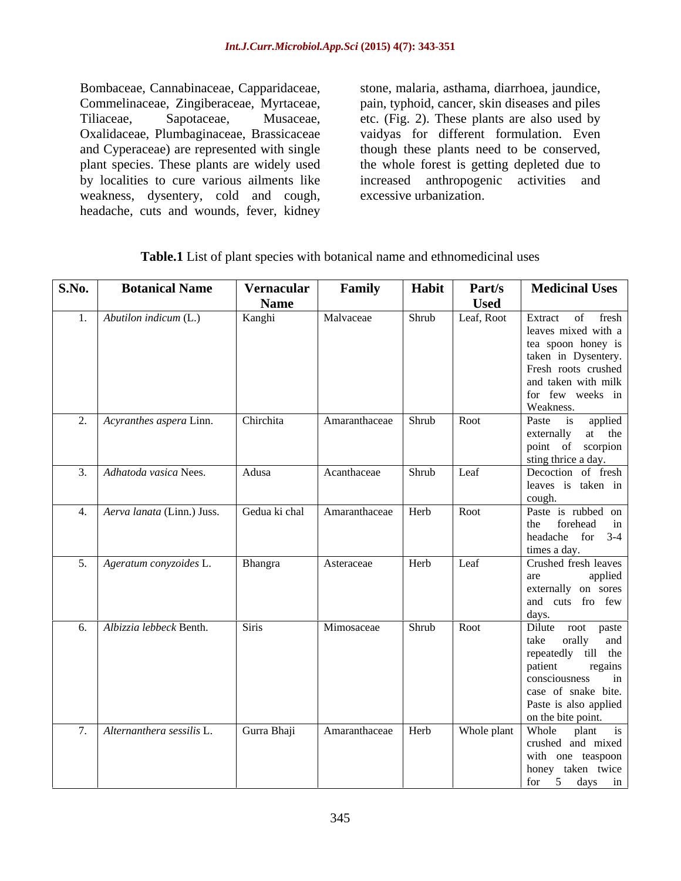Bombaceae, Cannabinaceae, Capparidaceae, Commelinaceae, Zingiberaceae, Myrtaceae, Tiliaceae, Sapotaceae, Musaceae, Oxalidaceae, Plumbaginaceae, Brassicaceae and Cyperaceae) are represented with single plant species. These plants are widely used by localities to cure various ailments like weakness, dysentery, cold and cough, headache, cuts and wounds, fever, kidney stone, malaria, asthama, diarrhoea, jaundice, pain, typhoid, cancer, skin diseases and piles etc. (Fig. 2). These plants are also used by vaidyas for different formulation. Even though these plants need to be conserved, the whole forest is getting depleted due to increased anthropogenic activities and excessive urbanization.

**Table.1** List of plant species with botanical name and ethnomedicinal uses

| S.No. | Botanical Name | Vernacular Name | Family | Habit | Part/s Used | Medicinal Uses |
|---|---|---|---|---|---|---|
| 1. | *Abutilon indicum* (L.) | Kanghi | Malvaceae | Shrub | Leaf, Root | Extract of fresh leaves mixed with a tea spoon honey is taken in Dysentery. Fresh roots crushed and taken with milk for few weeks in Weakness. |
| 2. | *Acyranthes aspera* Linn. | Chirchita | Amaranthaceae | Shrub | Root | Paste is applied externally at the point of scorpion sting thrice a day. |
| 3. | *Adhatoda vasica* Nees. | Adusa | Acanthaceae | Shrub | Leaf | Decoction of fresh leaves is taken in cough. |
| 4. | *Aerva lanata* (Linn.) Juss. | Gedua ki chal | Amaranthaceae | Herb | Root | Paste is rubbed on the forehead in headache for 3-4 times a day. |
| 5. | *Ageratum conyzoides* L. | Bhangra | Asteraceae | Herb | Leaf | Crushed fresh leaves are applied externally on sores and cuts fro few days. |
| 6. | *Albizzia lebbeck* Benth. | Siris | Mimosaceae | Shrub | Root | Dilute root paste take orally and repeatedly till the patient regains consciousness in case of snake bite. Paste is also applied on the bite point. |
| 7. | *Alternanthera sessilis* L. | Gurra Bhaji | Amaranthaceae | Herb | Whole plant | Whole plant is crushed and mixed with one teaspoon honey taken twice for 5 days in |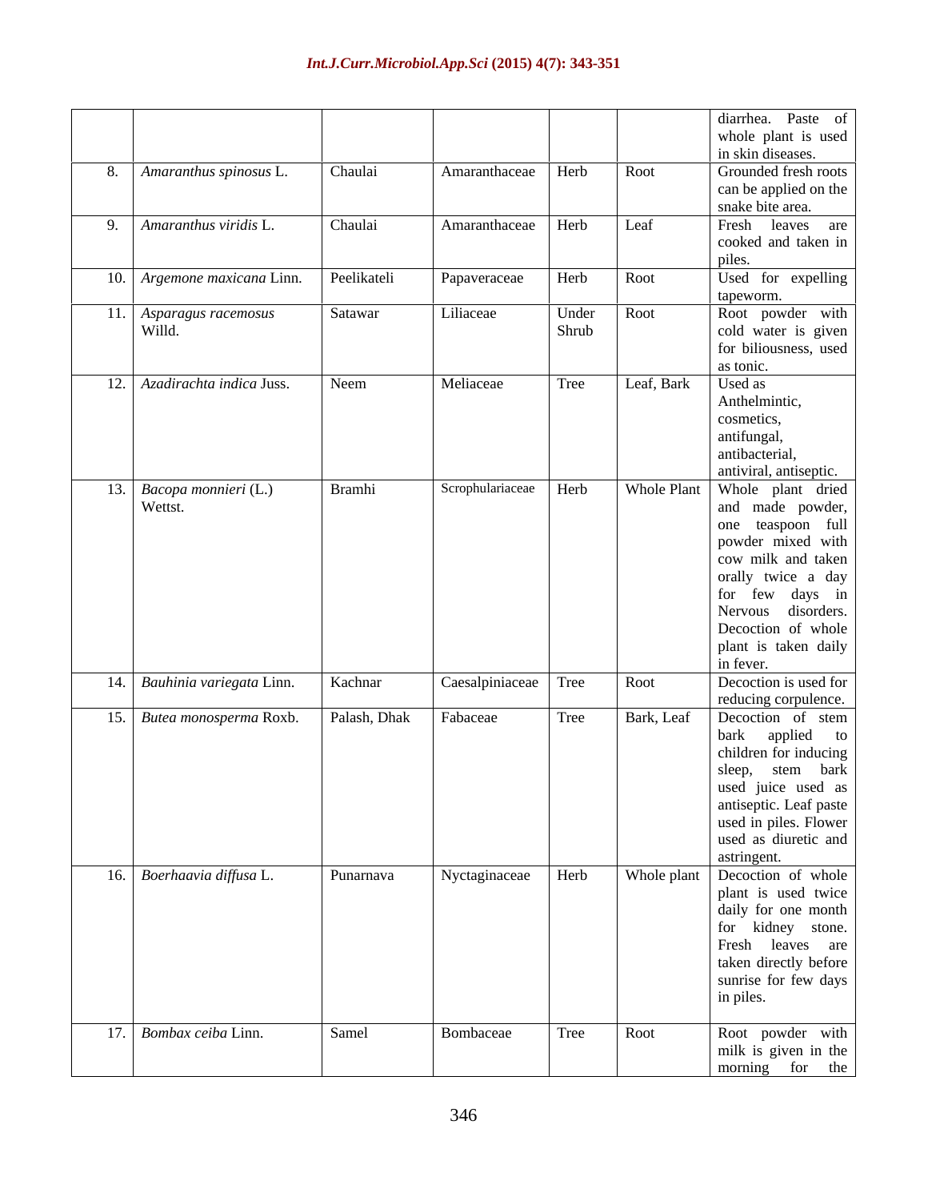|  |  |  |  |  |  | diarrhea. Paste of whole plant is used in skin diseases. |
|---|---|---|---|---|---|---|
| 8. | *Amaranthus spinosus* L. | Chaulai | Amaranthaceae | Herb | Root | Grounded fresh roots can be applied on the snake bite area. |
| 9. | *Amaranthus viridis* L. | Chaulai | Amaranthaceae | Herb | Leaf | Fresh leaves are cooked and taken in piles. |
| 10. | *Argemone maxicana* Linn. | Peelikateli | Papaveraceae | Herb | Root | Used for expelling tapeworm. |
| 11. | *Asparagus racemosus* Willd. | Satawar | Liliaceae | Under Shrub | Root | Root powder with cold water is given for biliousness, used as tonic. |
| 12. | *Azadirachta indica* Juss. | Neem | Meliaceae | Tree | Leaf, Bark | Used as Anthelmintic, cosmetics, antifungal, antibacterial, antiviral, antiseptic. |
| 13. | *Bacopa monnieri* (L.) Wettst. | Bramhi | Scrophulariaceae | Herb | Whole Plant | Whole plant dried and made powder, one teaspoon full powder mixed with cow milk and taken orally twice a day for few days in Nervous disorders. Decoction of whole plant is taken daily in fever. |
| 14. | *Bauhinia variegata* Linn. | Kachnar | Caesalpiniaceae | Tree | Root | Decoction is used for reducing corpulence. |
| 15. | *Butea monosperma* Roxb. | Palash, Dhak | Fabaceae | Tree | Bark, Leaf | Decoction of stem bark applied to children for inducing sleep, stem bark used juice used as antiseptic. Leaf paste used in piles. Flower used as diuretic and astringent. |
| 16. | *Boerhaavia diffusa* L. | Punarnava | Nyctaginaceae | Herb | Whole plant | Decoction of whole plant is used twice daily for one month for kidney stone. Fresh leaves are taken directly before sunrise for few days in piles. |
| 17. | *Bombax ceiba* Linn. | Samel | Bombaceae | Tree | Root | Root powder with milk is given in the morning for the |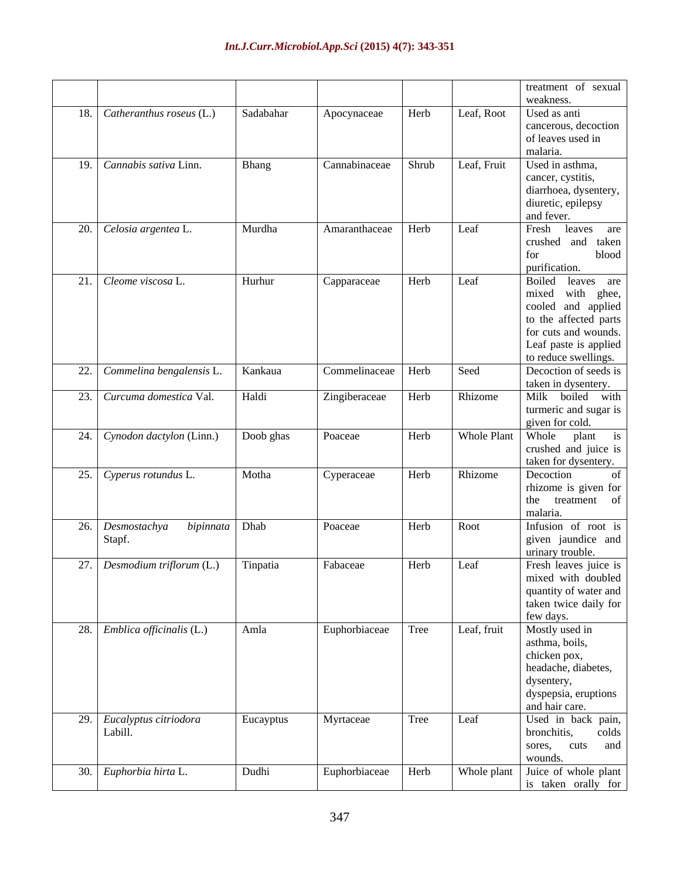| | | | | | | treatment of sexual weakness. |
|---|---|---|---|---|---|---|
| 18. | *Catheranthus roseus* (L.) | Sadabahar | Apocynaceae | Herb | Leaf, Root | Used as anti cancerous, decoction of leaves used in malaria. |
| 19. | *Cannabis sativa* Linn. | Bhang | Cannabinaceae | Shrub | Leaf, Fruit | Used in asthma, cancer, cystitis, diarrhoea, dysentery, diuretic, epilepsy and fever. |
| 20. | *Celosia argentea* L. | Murdha | Amaranthaceae | Herb | Leaf | Fresh leaves are crushed and taken for blood purification. |
| 21. | *Cleome viscosa* L. | Hurhur | Capparaceae | Herb | Leaf | Boiled leaves are mixed with ghee, cooled and applied to the affected parts for cuts and wounds. Leaf paste is applied to reduce swellings. |
| 22. | *Commelina bengalensis* L. | Kankaua | Commelinaceae | Herb | Seed | Decoction of seeds is taken in dysentery. |
| 23. | *Curcuma domestica* Val. | Haldi | Zingiberaceae | Herb | Rhizome | Milk boiled with turmeric and sugar is given for cold. |
| 24. | *Cynodon dactylon* (Linn.) | Doob ghas | Poaceae | Herb | Whole Plant | Whole plant is crushed and juice is taken for dysentery. |
| 25. | *Cyperus rotundus* L. | Motha | Cyperaceae | Herb | Rhizome | Decoction of rhizome is given for the treatment of malaria. |
| 26. | *Desmostachya bipinnata* Stapf. | Dhab | Poaceae | Herb | Root | Infusion of root is given jaundice and urinary trouble. |
| 27. | *Desmodium triflorum* (L.) | Tinpatia | Fabaceae | Herb | Leaf | Fresh leaves juice is mixed with doubled quantity of water and taken twice daily for few days. |
| 28. | *Emblica officinalis* (L.) | Amla | Euphorbiaceae | Tree | Leaf, fruit | Mostly used in asthma, boils, chicken pox, headache, diabetes, dysentery, dyspepsia, eruptions and hair care. |
| 29. | *Eucalyptus citriodora* Labill. | Eucayptus | Myrtaceae | Tree | Leaf | Used in back pain, bronchitis, colds sores, cuts and wounds. |
| 30. | *Euphorbia hirta* L. | Dudhi | Euphorbiaceae | Herb | Whole plant | Juice of whole plant is taken orally for |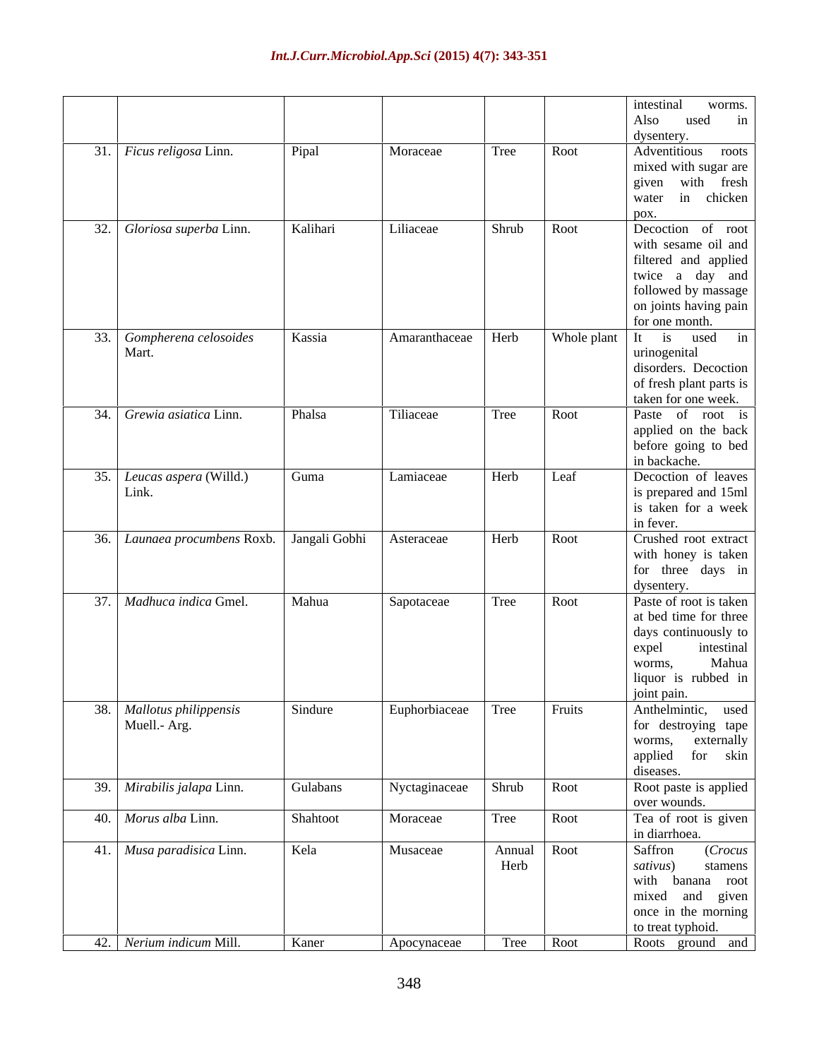| | | | | | | |
|---|---|---|---|---|---|---|
| | | | | | | intestinal worms. Also used in dysentery. |
| 31. | *Ficus religosa* Linn. | Pipal | Moraceae | Tree | Root | Adventitious roots mixed with sugar are given with fresh water in chicken pox. |
| 32. | *Gloriosa superba* Linn. | Kalihari | Liliaceae | Shrub | Root | Decoction of root with sesame oil and filtered and applied twice a day and followed by massage on joints having pain for one month. |
| 33. | *Gompherena celosoides* Mart. | Kassia | Amaranthaceae | Herb | Whole plant | It is used in urinogenital disorders. Decoction of fresh plant parts is taken for one week. |
| 34. | *Grewia asiatica* Linn. | Phalsa | Tiliaceae | Tree | Root | Paste of root is applied on the back before going to bed in backache. |
| 35. | *Leucas aspera* (Willd.) Link. | Guma | Lamiaceae | Herb | Leaf | Decoction of leaves is prepared and 15ml is taken for a week in fever. |
| 36. | *Launaea procumbens* Roxb. | Jangali Gobhi | Asteraceae | Herb | Root | Crushed root extract with honey is taken for three days in dysentery. |
| 37. | *Madhuca indica* Gmel. | Mahua | Sapotaceae | Tree | Root | Paste of root is taken at bed time for three days continuously to expel intestinal worms, Mahua liquor is rubbed in joint pain. |
| 38. | *Mallotus philippensis* Muell.- Arg. | Sindure | Euphorbiaceae | Tree | Fruits | Anthelmintic, used for destroying tape worms, externally applied for skin diseases. |
| 39. | *Mirabilis jalapa* Linn. | Gulabans | Nyctaginaceae | Shrub | Root | Root paste is applied over wounds. |
| 40. | *Morus alba* Linn. | Shahtoot | Moraceae | Tree | Root | Tea of root is given in diarrhoea. |
| 41. | *Musa paradisica* Linn. | Kela | Musaceae | Annual Herb | Root | Saffron (*Crocus sativus*) stamens with banana root mixed and given once in the morning to treat typhoid. |
| 42. | *Nerium indicum* Mill. | Kaner | Apocynaceae | Tree | Root | Roots ground and |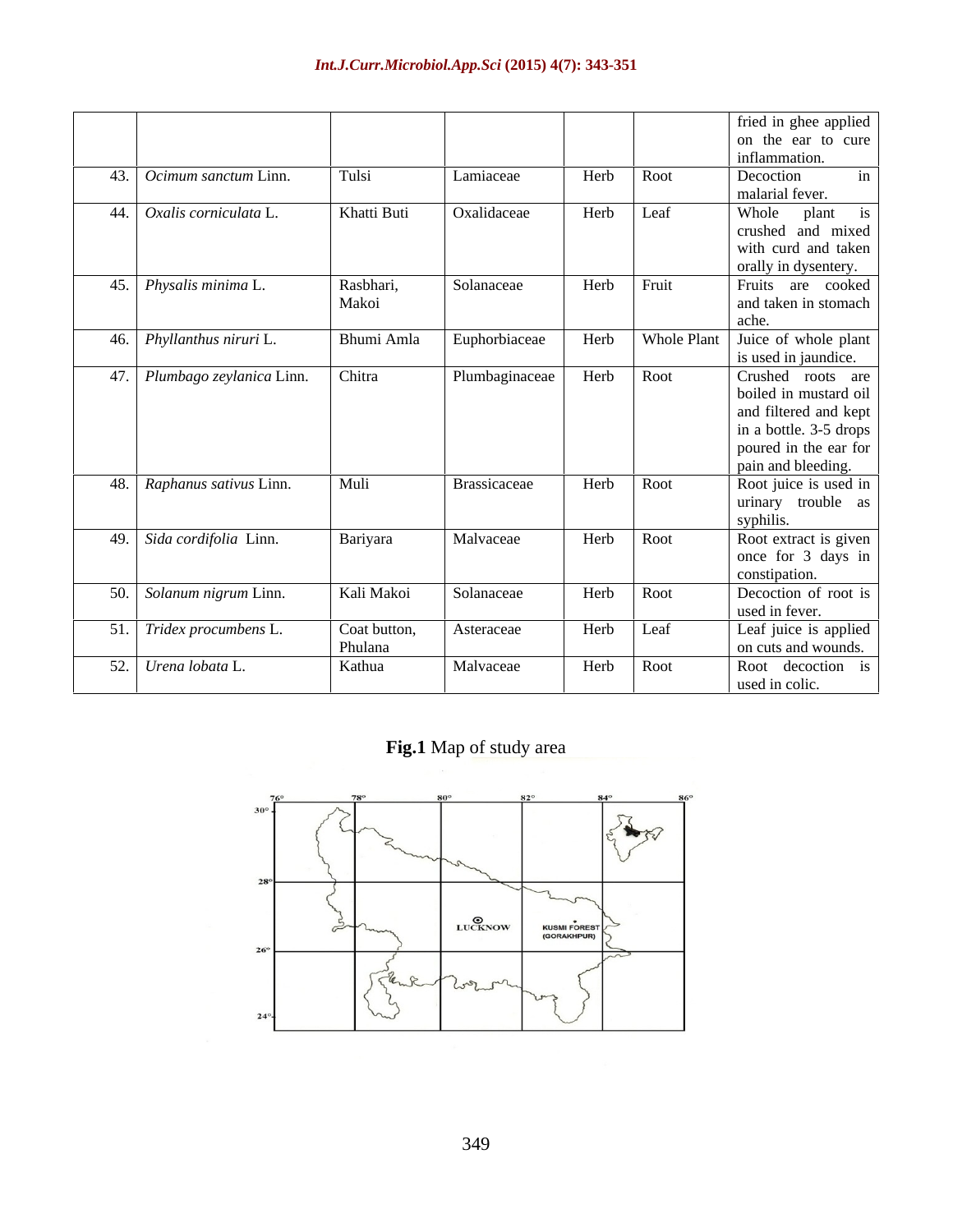| | | | | | | |
|---|---|---|---|---|---|---|
| | | | | | | fried in ghee applied on the ear to cure inflammation. |
| 43. | *Ocimum sanctum* Linn. | Tulsi | Lamiaceae | Herb | Root | Decoction in malarial fever. |
| 44. | *Oxalis corniculata* L. | Khatti Buti | Oxalidaceae | Herb | Leaf | Whole plant is crushed and mixed with curd and taken orally in dysentery. |
| 45. | *Physalis minima* L. | Rasbhari, Makoi | Solanaceae | Herb | Fruit | Fruits are cooked and taken in stomach ache. |
| 46. | *Phyllanthus niruri* L. | Bhumi Amla | Euphorbiaceae | Herb | Whole Plant | Juice of whole plant is used in jaundice. |
| 47. | *Plumbago zeylanica* Linn. | Chitra | Plumbaginaceae | Herb | Root | Crushed roots are boiled in mustard oil and filtered and kept in a bottle. 3-5 drops poured in the ear for pain and bleeding. |
| 48. | *Raphanus sativus* Linn. | Muli | Brassicaceae | Herb | Root | Root juice is used in urinary trouble as syphilis. |
| 49. | *Sida cordifolia* Linn. | Bariyara | Malvaceae | Herb | Root | Root extract is given once for 3 days in constipation. |
| 50. | *Solanum nigrum* Linn. | Kali Makoi | Solanaceae | Herb | Root | Decoction of root is used in fever. |
| 51. | *Tridex procumbens* L. | Coat button, Phulana | Asteraceae | Herb | Leaf | Leaf juice is applied on cuts and wounds. |
| 52. | *Urena lobata* L. | Kathua | Malvaceae | Herb | Root | Root decoction is used in colic. |

**Fig.1** Map of study area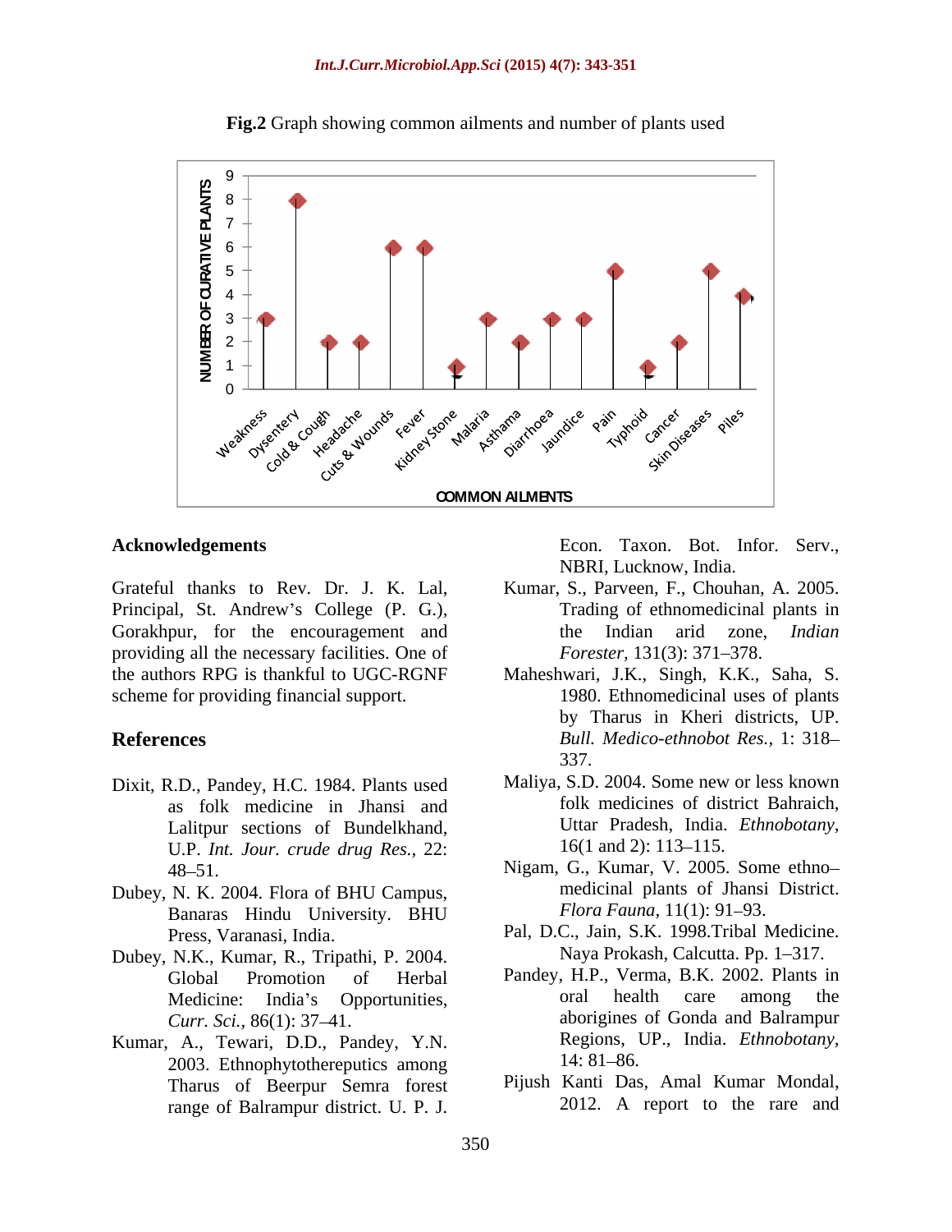**Fig.2** Graph showing common ailments and number of plants used

## Acknowledgements

Grateful thanks to Rev. Dr. J. K. Lal, Principal, St. Andrew's College (P. G.), Gorakhpur, for the encouragement and providing all the necessary facilities. One of the authors RPG is thankful to UGC-RGNF scheme for providing financial support.

## References

Dixit, R.D., Pandey, H.C. 1984. Plants used as folk medicine in Jhansi and Lalitpur sections of Bundelkhand, U.P. *Int. Jour. crude drug Res.,* 22: 48–51.

Dubey, N. K. 2004. Flora of BHU Campus, Banaras Hindu University. BHU Press, Varanasi, India.

Dubey, N.K., Kumar, R., Tripathi, P. 2004. Global Promotion of Herbal Medicine: India's Opportunities, *Curr. Sci.,* 86(1): 37–41.

Kumar, A., Tewari, D.D., Pandey, Y.N. 2003. Ethnophytotherepuitics among Tharus of Beerpur Semra forest range of Balrampur district. U. P. J. Econ. Taxon. Bot. Infor. Serv., NBRI, Lucknow, India.

Kumar, S., Parveen, F., Chouhan, A. 2005. Trading of ethnomedicinal plants in the Indian arid zone, *Indian Forester,* 131(3): 371–378.

Maheshwari, J.K., Singh, K.K., Saha, S. 1980. Ethnomedicinal uses of plants by Tharus in Kheri districts, UP. *Bull. Medico-ethnobot Res.,* 1: 318–337.

Maliya, S.D. 2004. Some new or less known folk medicines of district Bahraich, Uttar Pradesh, India. *Ethnobotany,* 16(1 and 2): 113–115.

Nigam, G., Kumar, V. 2005. Some ethno–medicinal plants of Jhansi District. *Flora Fauna,* 11(1): 91–93.

Pal, D.C., Jain, S.K. 1998.Tribal Medicine. Naya Prokash, Calcutta. Pp. 1–317.

Pandey, H.P., Verma, B.K. 2002. Plants in oral health care among the aborigines of Gonda and Balrampur Regions, UP., India. *Ethnobotany,* 14: 81–86.

Pijush Kanti Das, Amal Kumar Mondal, 2012. A report to the rare and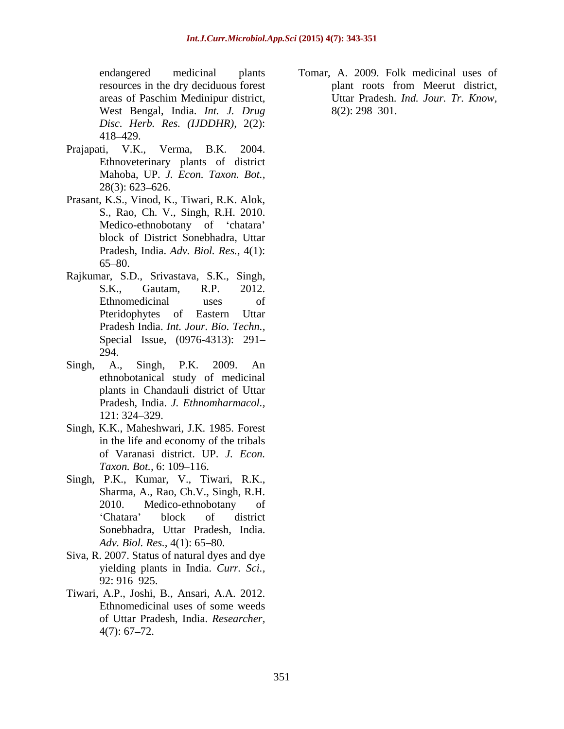endangered medicinal plants resources in the dry deciduous forest areas of Paschim Medinipur district, West Bengal, India. *Int. J. Drug Disc. Herb. Res. (IJDDHR),* 2(2): 418–429.

Prajapati, V.K., Verma, B.K. 2004. Ethnoveterinary plants of district Mahoba, UP. *J. Econ. Taxon. Bot.*, 28(3): 623–626.

Prasant, K.S., Vinod, K., Tiwari, R.K. Alok, S., Rao, Ch. V., Singh, R.H. 2010. Medico-ethnobotany of 'chatara' block of District Sonebhadra, Uttar Pradesh, India. *Adv. Biol. Res.,* 4(1): 65–80.

Rajkumar, S.D., Srivastava, S.K., Singh, S.K., Gautam, R.P. 2012. Ethnomedicinal uses of Pteridophytes of Eastern Uttar Pradesh India. *Int. Jour. Bio. Techn.*, Special Issue, (0976-4313): 291–294.

Singh, A., Singh, P.K. 2009. An ethnobotanical study of medicinal plants in Chandauli district of Uttar Pradesh, India. *J. Ethnomharmacol.*, 121: 324–329.

Singh, K.K., Maheshwari, J.K. 1985. Forest in the life and economy of the tribals of Varanasi district. UP. *J. Econ. Taxon. Bot.*, 6: 109–116.

Singh, P.K., Kumar, V., Tiwari, R.K., Sharma, A., Rao, Ch.V., Singh, R.H. 2010. Medico-ethnobotany of 'Chatara' block of district Sonebhadra, Uttar Pradesh, India. *Adv. Biol. Res.*, 4(1): 65–80.

Siva, R. 2007. Status of natural dyes and dye yielding plants in India. *Curr. Sci.,* 92: 916–925.

Tiwari, A.P., Joshi, B., Ansari, A.A. 2012. Ethnomedicinal uses of some weeds of Uttar Pradesh, India. *Researcher*, 4(7): 67–72.

Tomar, A. 2009. Folk medicinal uses of plant roots from Meerut district, Uttar Pradesh. *Ind. Jour. Tr. Know,* 8(2): 298–301.